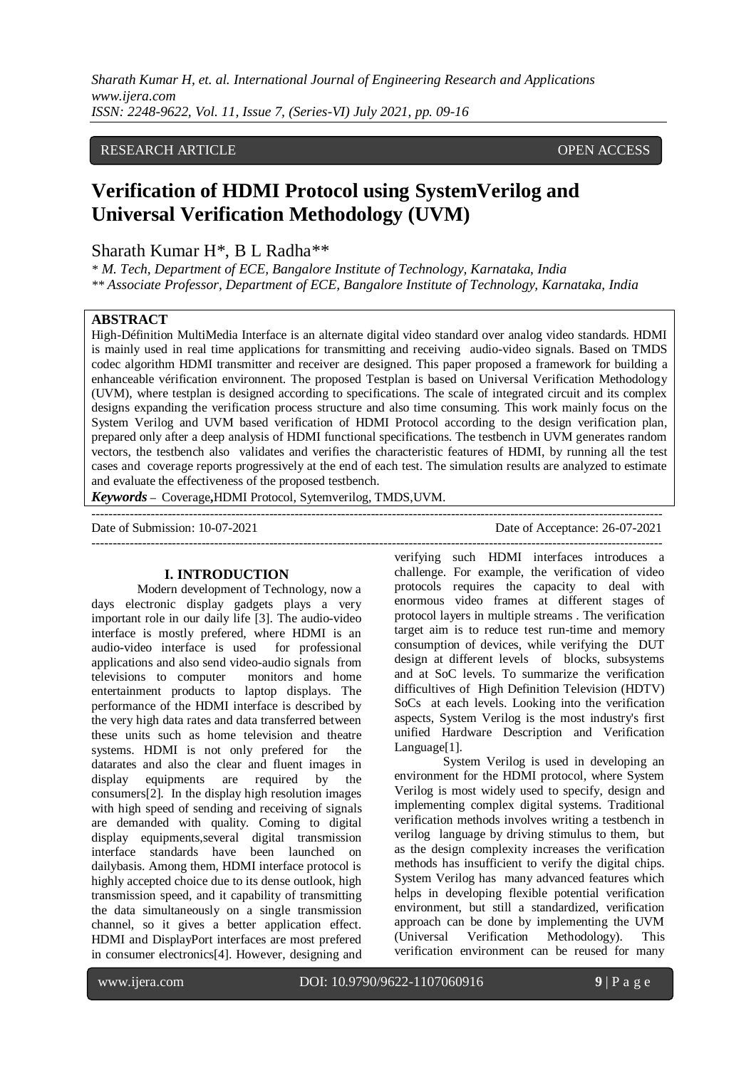RESEARCH ARTICLE OPEN ACCESS

# Verification of HDMI Protocol using SystemVerilog and Universal Verification Methodology (UVM)

Sharath Kumar H*, B L Radha**

*\* M. Tech, Department of ECE, Bangalore Institute of Technology, Karnataka, India*
*\*\* Associate Professor, Department of ECE, Bangalore Institute of Technology, Karnataka, India*

## ABSTRACT

High-Définition MultiMedia Interface is an alternate digital video standard over analog video standards. HDMI is mainly used in real time applications for transmitting and receiving audio-video signals. Based on TMDS codec algorithm HDMI transmitter and receiver are designed. This paper proposed a framework for building a enhanceable vérification environnent. The proposed Testplan is based on Universal Verification Methodology (UVM), where testplan is designed according to specifications. The scale of integrated circuit and its complex designs expanding the verification process structure and also time consuming. This work mainly focus on the System Verilog and UVM based verification of HDMI Protocol according to the design verification plan, prepared only after a deep analysis of HDMI functional specifications. The testbench in UVM generates random vectors, the testbench also validates and verifies the characteristic features of HDMI, by running all the test cases and coverage reports progressively at the end of each test. The simulation results are analyzed to estimate and evaluate the effectiveness of the proposed testbench.

***Keywords*** – Coverage,HDMI Protocol, Sytemverilog, TMDS,UVM.

---

Date of Submission: 10-07-2021 Date of Acceptance: 26-07-2021

---

## I. INTRODUCTION

Modern development of Technology, now a days electronic display gadgets plays a very important role in our daily life [3]. The audio-video interface is mostly prefered, where HDMI is an audio-video interface is used for professional applications and also send video-audio signals from televisions to computer monitors and home entertainment products to laptop displays. The performance of the HDMI interface is described by the very high data rates and data transferred between these units such as home television and theatre systems. HDMI is not only prefered for the datarates and also the clear and fluent images in display equipments are required by the consumers[2]. In the display high resolution images with high speed of sending and receiving of signals are demanded with quality. Coming to digital display equipments,several digital transmission interface standards have been launched on dailybasis. Among them, HDMI interface protocol is highly accepted choice due to its dense outlook, high transmission speed, and it capability of transmitting the data simultaneously on a single transmission channel, so it gives a better application effect. HDMI and DisplayPort interfaces are most prefered in consumer electronics[4]. However, designing and verifying such HDMI interfaces introduces a challenge. For example, the verification of video protocols requires the capacity to deal with enormous video frames at different stages of protocol layers in multiple streams . The verification target aim is to reduce test run-time and memory consumption of devices, while verifying the DUT design at different levels of blocks, subsystems and at SoC levels. To summarize the verification difficultives of High Definition Television (HDTV) SoCs at each levels. Looking into the verification aspects, System Verilog is the most industry's first unified Hardware Description and Verification Language[1].

System Verilog is used in developing an environment for the HDMI protocol, where System Verilog is most widely used to specify, design and implementing complex digital systems. Traditional verification methods involves writing a testbench in verilog language by driving stimulus to them, but as the design complexity increases the verification methods has insufficient to verify the digital chips. System Verilog has many advanced features which helps in developing flexible potential verification environment, but still a standardized, verification approach can be done by implementing the UVM (Universal Verification Methodology). This verification environment can be reused for many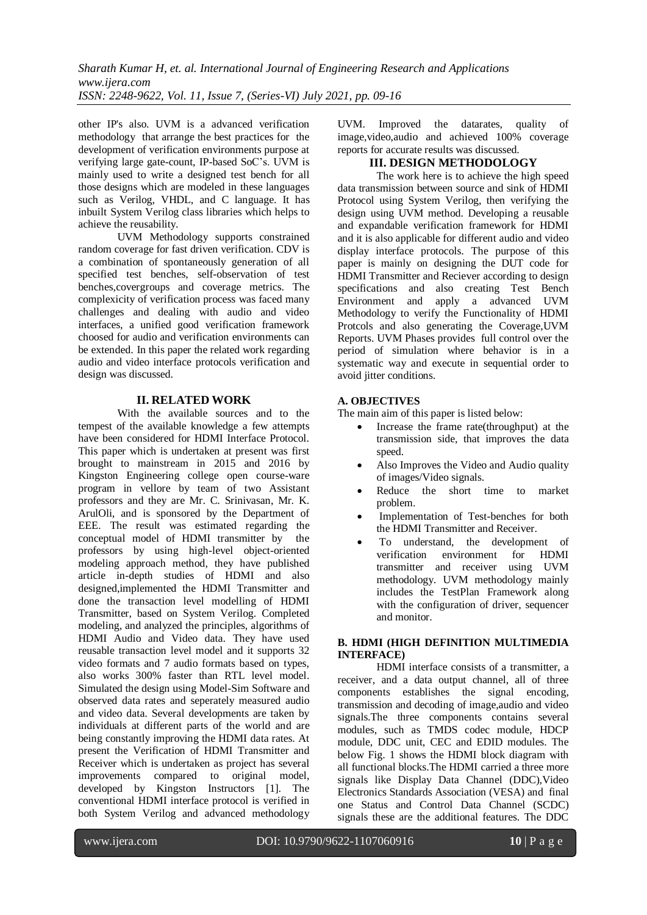other IP's also. UVM is a advanced verification methodology that arrange the best practices for the development of verification environments purpose at verifying large gate-count, IP-based SoC's. UVM is mainly used to write a designed test bench for all those designs which are modeled in these languages such as Verilog, VHDL, and C language. It has inbuilt System Verilog class libraries which helps to achieve the reusability.

UVM Methodology supports constrained random coverage for fast driven verification. CDV is a combination of spontaneously generation of all specified test benches, self-observation of test benches,covergroups and coverage metrics. The complexicity of verification process was faced many challenges and dealing with audio and video interfaces, a unified good verification framework choosed for audio and verification environments can be extended. In this paper the related work regarding audio and video interface protocols verification and design was discussed.

## II. RELATED WORK

With the available sources and to the tempest of the available knowledge a few attempts have been considered for HDMI Interface Protocol. This paper which is undertaken at present was first brought to mainstream in 2015 and 2016 by Kingston Engineering college open course-ware program in vellore by team of two Assistant professors and they are Mr. C. Srinivasan, Mr. K. ArulOli, and is sponsored by the Department of EEE. The result was estimated regarding the conceptual model of HDMI transmitter by the professors by using high-level object-oriented modeling approach method, they have published article in-depth studies of HDMI and also designed,implemented the HDMI Transmitter and done the transaction level modelling of HDMI Transmitter, based on System Verilog. Completed modeling, and analyzed the principles, algorithms of HDMI Audio and Video data. They have used reusable transaction level model and it supports 32 video formats and 7 audio formats based on types, also works 300% faster than RTL level model. Simulated the design using Model-Sim Software and observed data rates and seperately measured audio and video data. Several developments are taken by individuals at different parts of the world and are being constantly improving the HDMI data rates. At present the Verification of HDMI Transmitter and Receiver which is undertaken as project has several improvements compared to original model, developed by Kingston Instructors [1]. The conventional HDMI interface protocol is verified in both System Verilog and advanced methodology UVM. Improved the datarates, quality of image,video,audio and achieved 100% coverage reports for accurate results was discussed.

## III. DESIGN METHODOLOGY

The work here is to achieve the high speed data transmission between source and sink of HDMI Protocol using System Verilog, then verifying the design using UVM method. Developing a reusable and expandable verification framework for HDMI and it is also applicable for different audio and video display interface protocols. The purpose of this paper is mainly on designing the DUT code for HDMI Transmitter and Reciever according to design specifications and also creating Test Bench Environment and apply a advanced UVM Methodology to verify the Functionality of HDMI Protcols and also generating the Coverage,UVM Reports. UVM Phases provides full control over the period of simulation where behavior is in a systematic way and execute in sequential order to avoid jitter conditions.

### A. OBJECTIVES

The main aim of this paper is listed below:

- Increase the frame rate(throughput) at the transmission side, that improves the data speed.
- Also Improves the Video and Audio quality of images/Video signals.
- Reduce the short time to market problem.
- Implementation of Test-benches for both the HDMI Transmitter and Receiver.
- To understand, the development of verification environment for HDMI transmitter and receiver using UVM methodology. UVM methodology mainly includes the TestPlan Framework along with the configuration of driver, sequencer and monitor.

### B. HDMI (HIGH DEFINITION MULTIMEDIA INTERFACE)

HDMI interface consists of a transmitter, a receiver, and a data output channel, all of three components establishes the signal encoding, transmission and decoding of image,audio and video signals.The three components contains several modules, such as TMDS codec module, HDCP module, DDC unit, CEC and EDID modules. The below Fig. 1 shows the HDMI block diagram with all functional blocks.The HDMI carried a three more signals like Display Data Channel (DDC),Video Electronics Standards Association (VESA) and final one Status and Control Data Channel (SCDC) signals these are the additional features. The DDC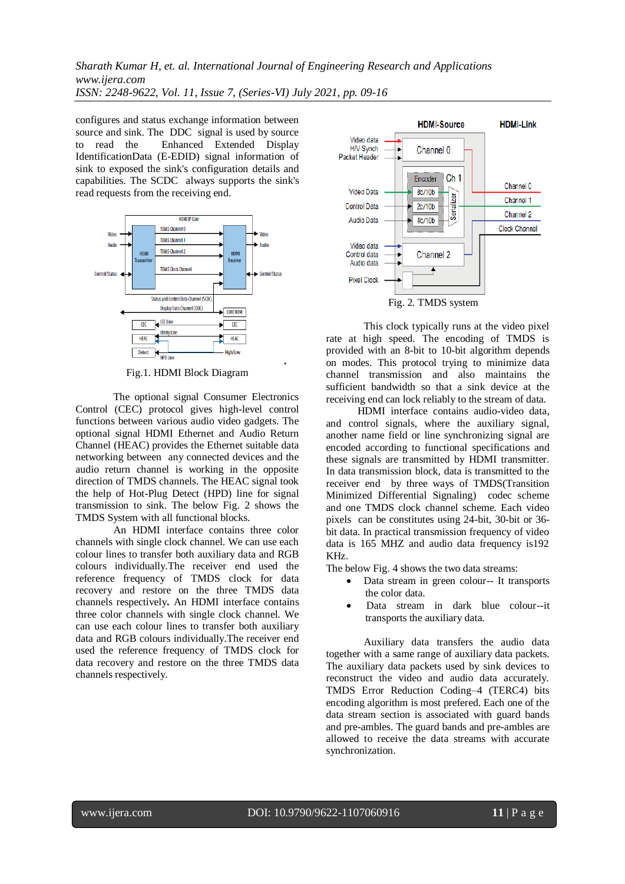configures and status exchange information between source and sink. The DDC signal is used by source to read the Enhanced Extended Display IdentificationData (E-EDID) signal information of sink to exposed the sink's configuration details and capabilities. The SCDC always supports the sink's read requests from the receiving end.

Fig.1. HDMI Block Diagram

The optional signal Consumer Electronics Control (CEC) protocol gives high-level control functions between various audio video gadgets. The optional signal HDMI Ethernet and Audio Return Channel (HEAC) provides the Ethernet suitable data networking between any connected devices and the audio return channel is working in the opposite direction of TMDS channels. The HEAC signal took the help of Hot-Plug Detect (HPD) line for signal transmission to sink. The below Fig. 2 shows the TMDS System with all functional blocks.

An HDMI interface contains three color channels with single clock channel. We can use each colour lines to transfer both auxiliary data and RGB colours individually.The receiver end used the reference frequency of TMDS clock for data recovery and restore on the three TMDS data channels respectively. An HDMI interface contains three color channels with single clock channel. We can use each colour lines to transfer both auxiliary data and RGB colours individually.The receiver end used the reference frequency of TMDS clock for data recovery and restore on the three TMDS data channels respectively.

Fig. 2. TMDS system

This clock typically runs at the video pixel rate at high speed. The encoding of TMDS is provided with an 8-bit to 10-bit algorithm depends on modes. This protocol trying to minimize data channel transmission and also maintains the sufficient bandwidth so that a sink device at the receiving end can lock reliably to the stream of data.

HDMI interface contains audio-video data, and control signals, where the auxiliary signal, another name field or line synchronizing signal are encoded according to functional specifications and these signals are transmitted by HDMI transmitter. In data transmission block, data is transmitted to the receiver end by three ways of TMDS(Transition Minimized Differential Signaling) codec scheme and one TMDS clock channel scheme. Each video pixels can be constitutes using 24-bit, 30-bit or 36-bit data. In practical transmission frequency of video data is 165 MHZ and audio data frequency is192 KHz.

The below Fig. 4 shows the two data streams:

- Data stream in green colour-- It transports the color data.
- Data stream in dark blue colour--it transports the auxiliary data.

Auxiliary data transfers the audio data together with a same range of auxiliary data packets. The auxiliary data packets used by sink devices to reconstruct the video and audio data accurately. TMDS Error Reduction Coding–4 (TERC4) bits encoding algorithm is most prefered. Each one of the data stream section is associated with guard bands and pre-ambles. The guard bands and pre-ambles are allowed to receive the data streams with accurate synchronization.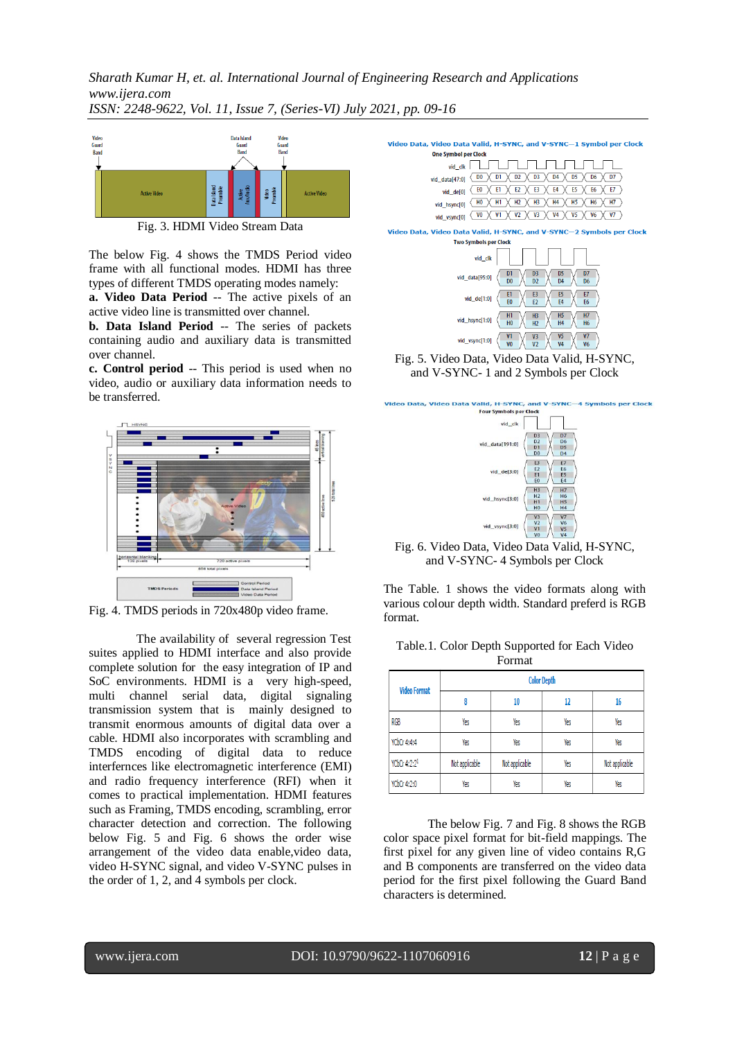Fig. 3. HDMI Video Stream Data

The below Fig. 4 shows the TMDS Period video frame with all functional modes. HDMI has three types of different TMDS operating modes namely:

**a. Video Data Period** -- The active pixels of an active video line is transmitted over channel.

**b. Data Island Period** -- The series of packets containing audio and auxiliary data is transmitted over channel.

**c. Control period** -- This period is used when no video, audio or auxiliary data information needs to be transferred.

Fig. 4. TMDS periods in 720x480p video frame.

The availability of several regression Test suites applied to HDMI interface and also provide complete solution for the easy integration of IP and SoC environments. HDMI is a very high-speed, multi channel serial data, digital signaling transmission system that is mainly designed to transmit enormous amounts of digital data over a cable. HDMI also incorporates with scrambling and TMDS encoding of digital data to reduce interfernces like electromagnetic interference (EMI) and radio frequency interference (RFI) when it comes to practical implementation. HDMI features such as Framing, TMDS encoding, scrambling, error character detection and correction. The following below Fig. 5 and Fig. 6 shows the order wise arrangement of the video data enable,video data, video H-SYNC signal, and video V-SYNC pulses in the order of 1, 2, and 4 symbols per clock.

Fig. 5. Video Data, Video Data Valid, H-SYNC, and V-SYNC- 1 and 2 Symbols per Clock

Fig. 6. Video Data, Video Data Valid, H-SYNC, and V-SYNC- 4 Symbols per Clock

The Table. 1 shows the video formats along with various colour depth width. Standard preferd is RGB format.

Table.1. Color Depth Supported for Each Video Format

| Video Format | Color Depth | | | |
|---|---|---|---|---|
| | 8 | 10 | 12 | 16 |
| RGB | Yes | Yes | Yes | Yes |
| YCbCr 4:4:4 | Yes | Yes | Yes | Yes |
| YCbCr 4:2:2[1] | Not applicable | Not applicable | Yes | Not applicable |
| YCbCr 4:2:0 | Yes | Yes | Yes | Yes |

The below Fig. 7 and Fig. 8 shows the RGB color space pixel format for bit-field mappings. The first pixel for any given line of video contains R,G and B components are transferred on the video data period for the first pixel following the Guard Band characters is determined.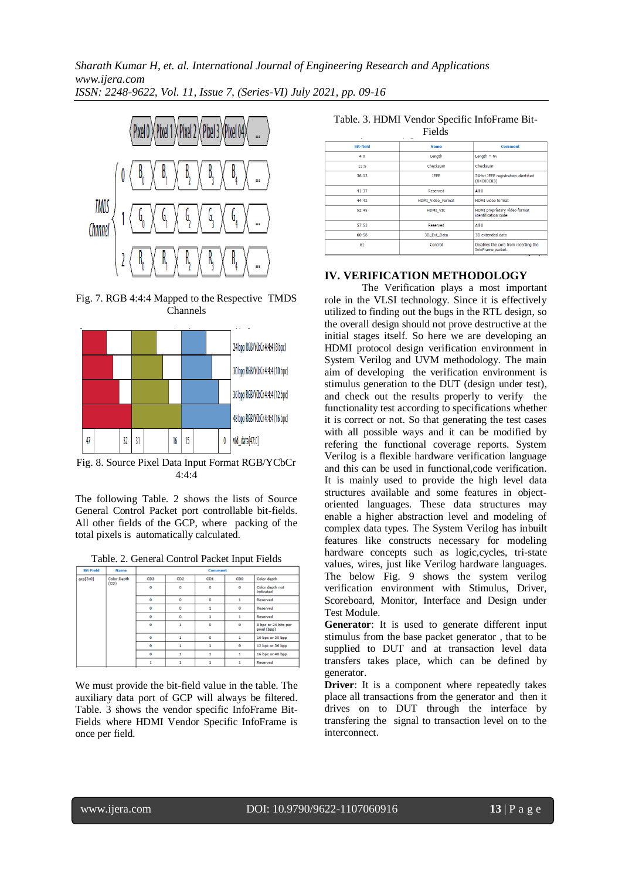Fig. 7. RGB 4:4:4 Mapped to the Respective TMDS Channels

Fig. 8. Source Pixel Data Input Format RGB/YCbCr 4:4:4

The following Table. 2 shows the lists of Source General Control Packet port controllable bit-fields. All other fields of the GCP, where packing of the total pixels is automatically calculated.

Table. 2. General Control Packet Input Fields

| Bit Field | Name | Comment | | | | |
|---|---|---|---|---|---|---|
| gcp[3:0] | Color Depth (CD) | CD3 | CD2 | CD1 | CD0 | Color depth |
| | | 0 | 0 | 0 | 0 | Color depth not indicated |
| | | 0 | 0 | 0 | 1 | Reserved |
| | | 0 | 0 | 1 | 0 | Reserved |
| | | 0 | 0 | 1 | 1 | Reserved |
| | | 0 | 1 | 0 | 0 | 8 bpc or 24 bits per pixel (bpp) |
| | | 0 | 1 | 0 | 1 | 10 bpc or 30 bpp |
| | | 0 | 1 | 1 | 0 | 12 bpc or 36 bpp |
| | | 0 | 1 | 1 | 1 | 16 bpc or 48 bpp |
| | | 1 | 1 | 1 | 1 | Reserved |

We must provide the bit-field value in the table. The auxiliary data port of GCP will always be filtered. Table. 3 shows the vendor specific InfoFrame Bit-Fields where HDMI Vendor Specific InfoFrame is once per field.

Table. 3. HDMI Vendor Specific InfoFrame Bit-Fields

| Bit-field | Name | Comment |
|---|---|---|
| 4:0 | Length | Length = Nv |
| 12:5 | Checksum | Checksum |
| 36:13 | IEEE | 24-bit IEEE registration identified (0×000C03) |
| 41:37 | Reserved | All 0 |
| 44:42 | HDMI_Video_Format | HDMI video format |
| 52:45 | HDMI_VIC | HDMI proprietary video format identification code |
| 57:53 | Reserved | All 0 |
| 60:58 | 3D_Ext_Data | 3D extended data |
| 61 | Control | Disables the core from inserting the InfoFrame packet. |

## IV. VERIFICATION METHODOLOGY

The Verification plays a most important role in the VLSI technology. Since it is effectively utilized to finding out the bugs in the RTL design, so the overall design should not prove destructive at the initial stages itself. So here we are developing an HDMI protocol design verification environment in System Verilog and UVM methodology. The main aim of developing the verification environment is stimulus generation to the DUT (design under test), and check out the results properly to verify the functionality test according to specifications whether it is correct or not. So that generating the test cases with all possible ways and it can be modified by refering the functional coverage reports. System Verilog is a flexible hardware verification language and this can be used in functional,code verification. It is mainly used to provide the high level data structures available and some features in object-oriented languages. These data structures may enable a higher abstraction level and modeling of complex data types. The System Verilog has inbuilt features like constructs necessary for modeling hardware concepts such as logic,cycles, tri-state values, wires, just like Verilog hardware languages. The below Fig. 9 shows the system verilog verification environment with Stimulus, Driver, Scoreboard, Monitor, Interface and Design under Test Module.

**Generator**: It is used to generate different input stimulus from the base packet generator , that to be supplied to DUT and at transaction level data transfers takes place, which can be defined by generator.

**Driver**: It is a component where repeatedly takes place all transactions from the generator and then it drives on to DUT through the interface by transfering the signal to transaction level on to the interconnect.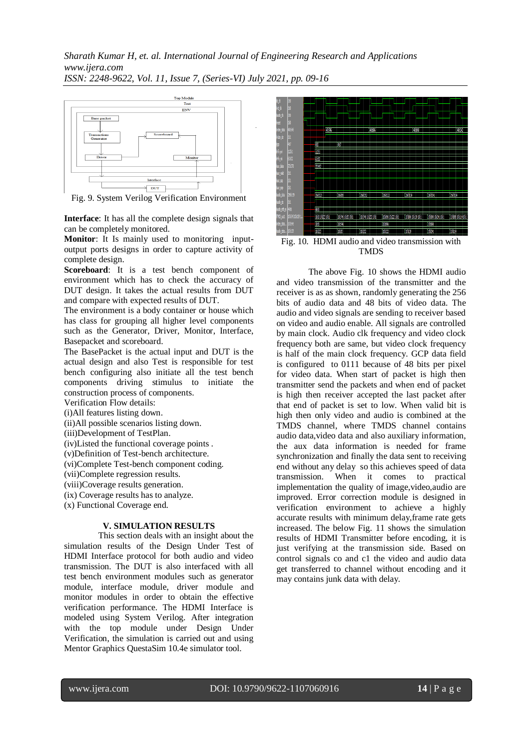Fig. 9. System Verilog Verification Environment

**Interface**: It has all the complete design signals that can be completely monitored.

**Monitor**: It Is mainly used to monitoring input-output ports designs in order to capture activity of complete design.

**Scoreboard**: It is a test bench component of environment which has to check the accuracy of DUT design. It takes the actual results from DUT and compare with expected results of DUT.

The environment is a body container or house which has class for grouping all higher level components such as the Generator, Driver, Monitor, Interface, Basepacket and scoreboard.

The BasePacket is the actual input and DUT is the actual design and also Test is responsible for test bench configuring also initiate all the test bench components driving stimulus to initiate the construction process of components.

Verification Flow details:

(i)All features listing down.

(ii)All possible scenarios listing down.

(iii)Development of TestPlan.

(iv)Listed the functional coverage points .

(v)Definition of Test-bench architecture.

(vi)Complete Test-bench component coding.

(vii)Complete regression results.

(viii)Coverage results generation.

(ix) Coverage results has to analyze.

(x) Functional Coverage end.

## V. SIMULATION RESULTS

This section deals with an insight about the simulation results of the Design Under Test of HDMI Interface protocol for both audio and video transmission. The DUT is also interfaced with all test bench environment modules such as generator module, interface module, driver module and monitor modules in order to obtain the effective verification performance. The HDMI Interface is modeled using System Verilog. After integration with the top module under Design Under Verification, the simulation is carried out and using Mentor Graphics QuestaSim 10.4e simulator tool.

Fig. 10. HDMI audio and video transmission with TMDS

The above Fig. 10 shows the HDMI audio and video transmission of the transmitter and the receiver is as as shown, randomly generating the 256 bits of audio data and 48 bits of video data. The audio and video signals are sending to receiver based on video and audio enable. All signals are controlled by main clock. Audio clk frequency and video clock frequency both are same, but video clock frequency is half of the main clock frequency. GCP data field is configured to 0111 because of 48 bits per pixel for video data. When start of packet is high then transmitter send the packets and when end of packet is high then receiver accepted the last packet after that end of packet is set to low. When valid bit is high then only video and audio is combined at the TMDS channel, where TMDS channel contains audio data,video data and also auxiliary information, the aux data information is needed for frame synchronization and finally the data sent to receiving end without any delay so this achieves speed of data transmission. When it comes to practical implementation the quality of image,video,audio are improved. Error correction module is designed in verification environment to achieve a highly accurate results with minimum delay,frame rate gets increased. The below Fig. 11 shows the simulation results of HDMI Transmitter before encoding, it is just verifying at the transmission side. Based on control signals co and c1 the video and audio data get transferred to channel without encoding and it may contains junk data with delay.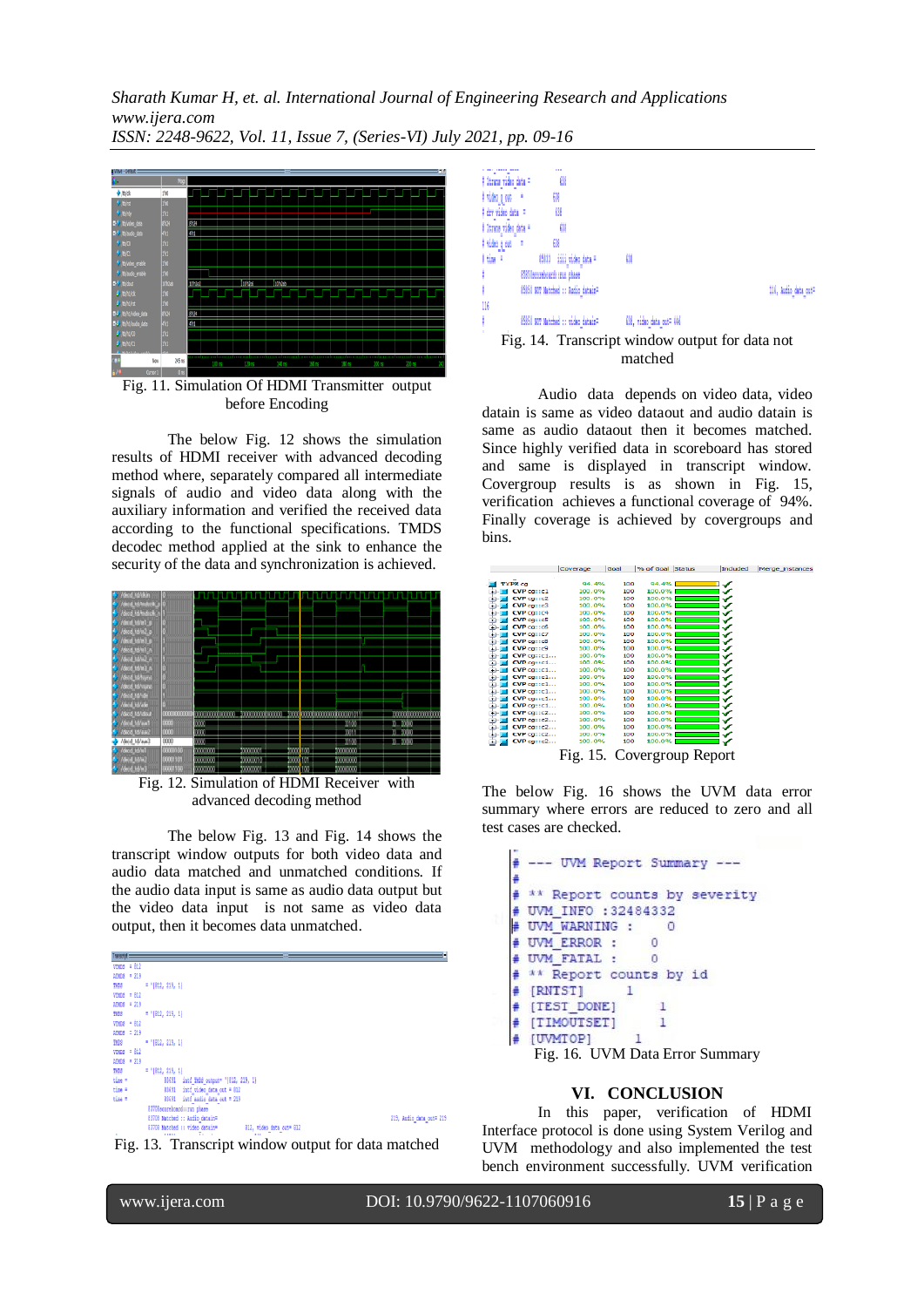Fig. 11. Simulation Of HDMI Transmitter output before Encoding

The below Fig. 12 shows the simulation results of HDMI receiver with advanced decoding method where, separately compared all intermediate signals of audio and video data along with the auxiliary information and verified the received data according to the functional specifications. TMDS decodec method applied at the sink to enhance the security of the data and synchronization is achieved.

Fig. 12. Simulation of HDMI Receiver with advanced decoding method

The below Fig. 13 and Fig. 14 shows the transcript window outputs for both video data and audio data matched and unmatched conditions. If the audio data input is same as audio data output but the video data input is not same as video data output, then it becomes data unmatched.

Fig. 13. Transcript window output for data matched

Fig. 14. Transcript window output for data not matched

Audio data depends on video data, video datain is same as video dataout and audio datain is same as audio dataout then it becomes matched. Since highly verified data in scoreboard has stored and same is displayed in transcript window. Covergroup results is as shown in Fig. 15, verification achieves a functional coverage of 94%. Finally coverage is achieved by covergroups and bins.

Fig. 15. Covergroup Report

The below Fig. 16 shows the UVM data error summary where errors are reduced to zero and all test cases are checked.

```
# --- UVM Report Summary ---
#
# ** Report counts by severity
# UVM_INFO :32484332
# UVM_WARNING :    0
# UVM_ERROR :    0
# UVM_FATAL :    0
# ** Report counts by id
# [RNTST]    1
# [TEST_DONE]    1
# [TIMOUTSET]    1
# [UVMTOP]    1
```

Fig. 16. UVM Data Error Summary

## VI. CONCLUSION

In this paper, verification of HDMI Interface protocol is done using System Verilog and UVM methodology and also implemented the test bench environment successfully. UVM verification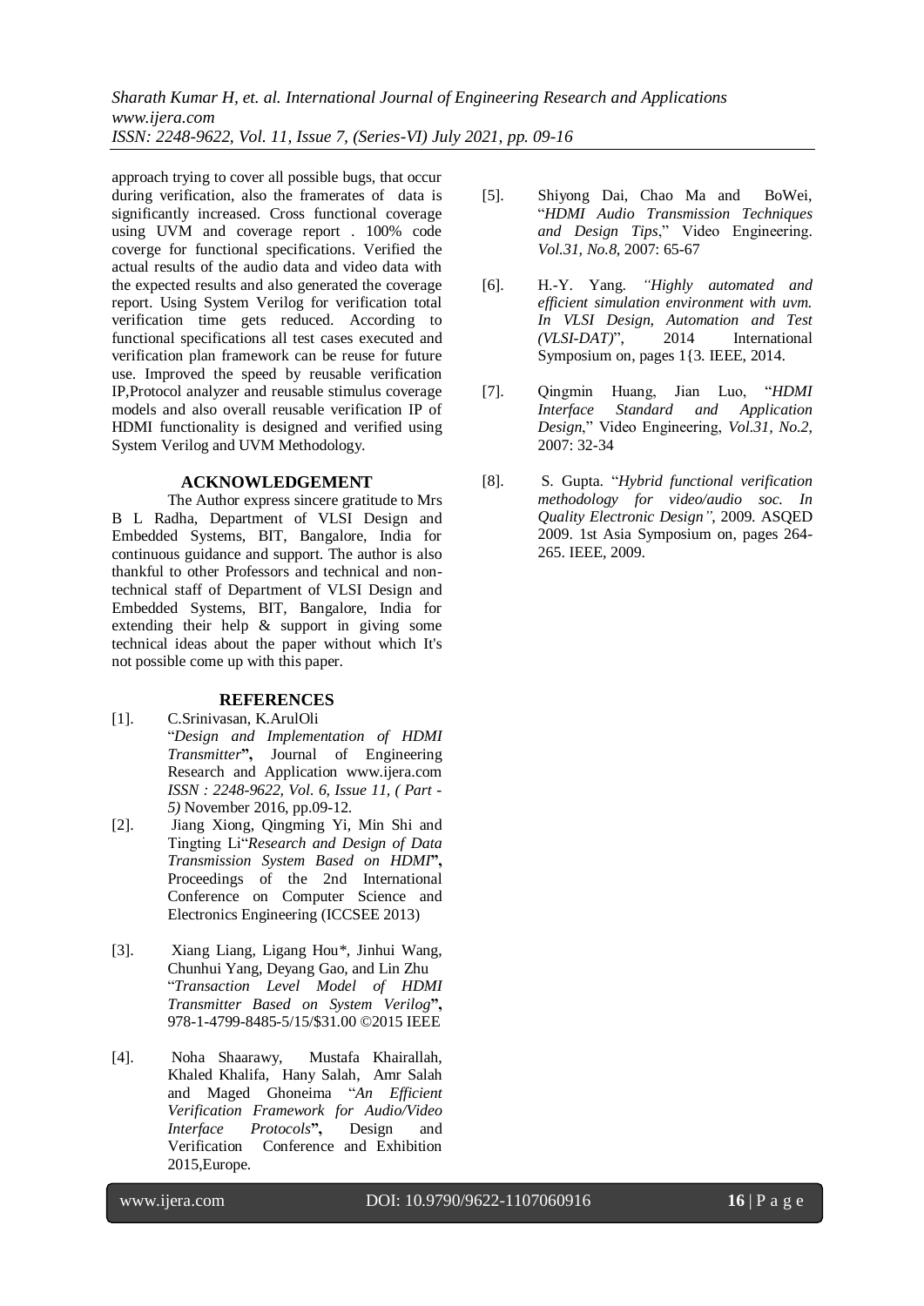approach trying to cover all possible bugs, that occur during verification, also the framerates of data is significantly increased. Cross functional coverage using UVM and coverage report . 100% code coverge for functional specifications. Verified the actual results of the audio data and video data with the expected results and also generated the coverage report. Using System Verilog for verification total verification time gets reduced. According to functional specifications all test cases executed and verification plan framework can be reuse for future use. Improved the speed by reusable verification IP,Protocol analyzer and reusable stimulus coverage models and also overall reusable verification IP of HDMI functionality is designed and verified using System Verilog and UVM Methodology.

## ACKNOWLEDGEMENT

The Author express sincere gratitude to Mrs B L Radha, Department of VLSI Design and Embedded Systems, BIT, Bangalore, India for continuous guidance and support. The author is also thankful to other Professors and technical and non-technical staff of Department of VLSI Design and Embedded Systems, BIT, Bangalore, India for extending their help & support in giving some technical ideas about the paper without which It's not possible come up with this paper.

## REFERENCES

[1]. C.Srinivasan, K.ArulOli "*Design and Implementation of HDMI Transmitter*", Journal of Engineering Research and Application www.ijera.com *ISSN : 2248-9622, Vol. 6, Issue 11, ( Part -5)* November 2016, pp.09-12.

[2]. Jiang Xiong, Qingming Yi, Min Shi and Tingting Li"*Research and Design of Data Transmission System Based on HDMI*", Proceedings of the 2nd International Conference on Computer Science and Electronics Engineering (ICCSEE 2013)

[3]. Xiang Liang, Ligang Hou*, Jinhui Wang, Chunhui Yang, Deyang Gao, and Lin Zhu "*Transaction Level Model of HDMI Transmitter Based on System Verilog*", 978-1-4799-8485-5/15/$31.00 ©2015 IEEE

[4]. Noha Shaarawy, Mustafa Khairallah, Khaled Khalifa, Hany Salah, Amr Salah and Maged Ghoneima "*An Efficient Verification Framework for Audio/Video Interface Protocols*", Design and Verification Conference and Exhibition 2015,Europe.

[5]. Shiyong Dai, Chao Ma and BoWei, "*HDMI Audio Transmission Techniques and Design Tips*," Video Engineering. *Vol.31, No.8*, 2007: 65-67

[6]. H.-Y. Yang. *"Highly automated and efficient simulation environment with uvm. In VLSI Design, Automation and Test (VLSI-DAT)*", 2014 International Symposium on, pages 1{3. IEEE, 2014.

[7]. Qingmin Huang, Jian Luo, "*HDMI Interface Standard and Application Design*," Video Engineering, *Vol.31, No.2*, 2007: 32-34

[8]. S. Gupta. "*Hybrid functional verification methodology for video/audio soc. In Quality Electronic Design"*, 2009. ASQED 2009. 1st Asia Symposium on, pages 264-265. IEEE, 2009.